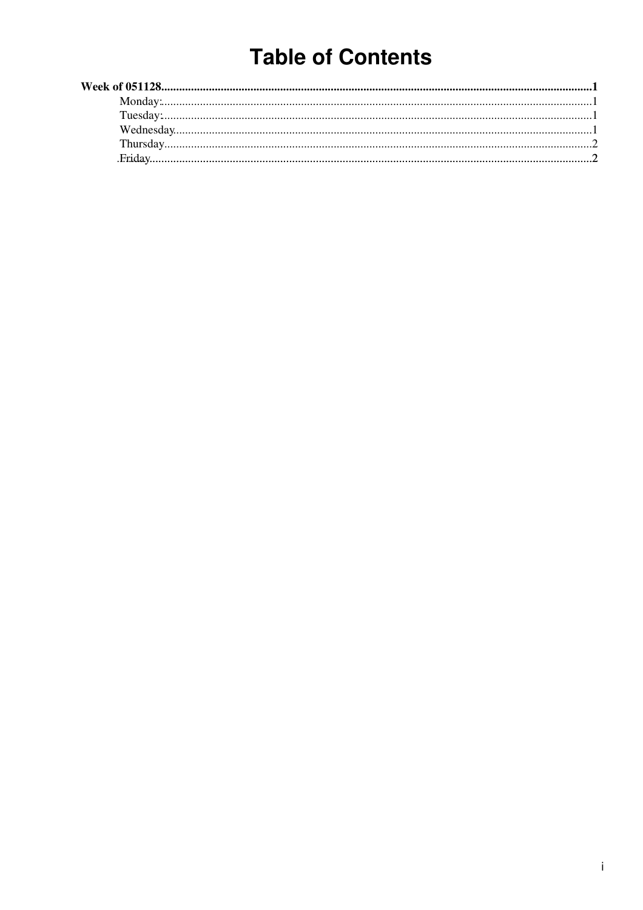# Table of Contents

**Week of 051128....................................................................................................................................1**

- Monday:.................................................................................................................................1
- Tuesday:................................................................................................................................1
- Wednesday.............................................................................................................................1
- Thursday................................................................................................................................2
- Friday.....................................................................................................................................2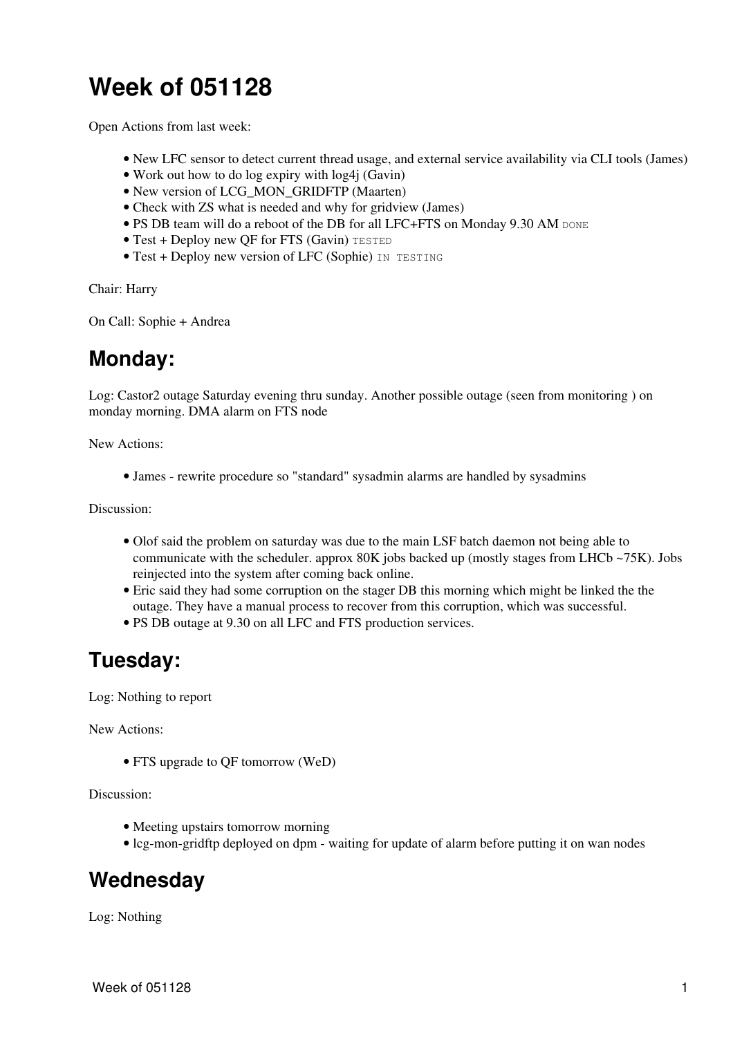# Week of 051128

Open Actions from last week:

- New LFC sensor to detect current thread usage, and external service availability via CLI tools (James)
- Work out how to do log expiry with log4j (Gavin)
- New version of LCG_MON_GRIDFTP (Maarten)
- Check with ZS what is needed and why for gridview (James)
- PS DB team will do a reboot of the DB for all LFC+FTS on Monday 9.30 AM `DONE`
- Test + Deploy new QF for FTS (Gavin) `TESTED`
- Test + Deploy new version of LFC (Sophie) `IN TESTING`

Chair: Harry

On Call: Sophie + Andrea

## Monday:

Log: Castor2 outage Saturday evening thru sunday. Another possible outage (seen from monitoring ) on monday morning. DMA alarm on FTS node

New Actions:

- James - rewrite procedure so "standard" sysadmin alarms are handled by sysadmins

Discussion:

- Olof said the problem on saturday was due to the main LSF batch daemon not being able to communicate with the scheduler. approx 80K jobs backed up (mostly stages from LHCb ~75K). Jobs reinjected into the system after coming back online.
- Eric said they had some corruption on the stager DB this morning which might be linked the the outage. They have a manual process to recover from this corruption, which was successful.
- PS DB outage at 9.30 on all LFC and FTS production services.

## Tuesday:

Log: Nothing to report

New Actions:

- FTS upgrade to QF tomorrow (WeD)

Discussion:

- Meeting upstairs tomorrow morning
- lcg-mon-gridftp deployed on dpm - waiting for update of alarm before putting it on wan nodes

## Wednesday

Log: Nothing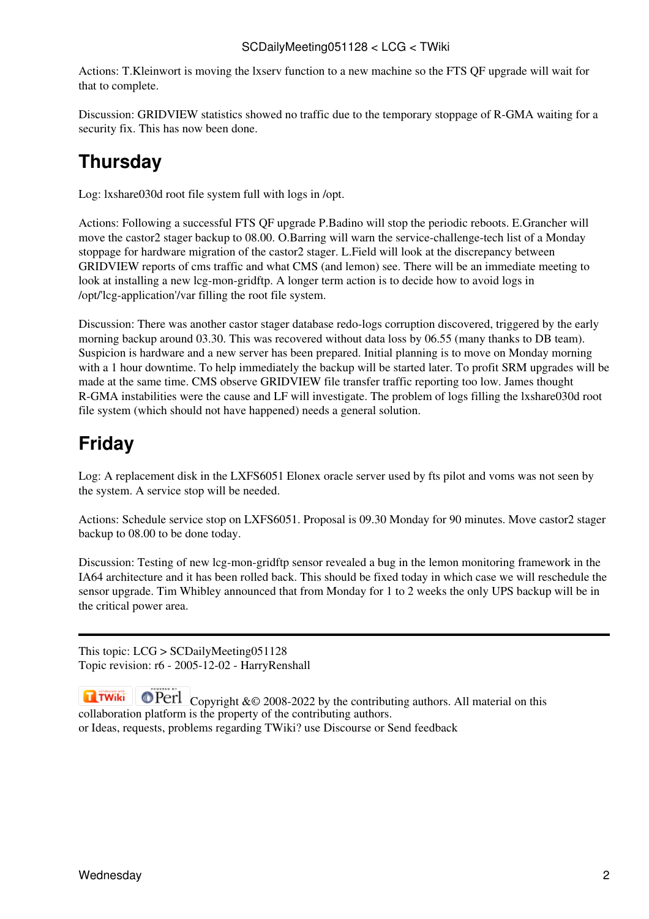Actions: T.Kleinwort is moving the lxserv function to a new machine so the FTS QF upgrade will wait for that to complete.

Discussion: GRIDVIEW statistics showed no traffic due to the temporary stoppage of R-GMA waiting for a security fix. This has now been done.

## Thursday

Log: lxshare030d root file system full with logs in /opt.

Actions: Following a successful FTS QF upgrade P.Badino will stop the periodic reboots. E.Grancher will move the castor2 stager backup to 08.00. O.Barring will warn the service-challenge-tech list of a Monday stoppage for hardware migration of the castor2 stager. L.Field will look at the discrepancy between GRIDVIEW reports of cms traffic and what CMS (and lemon) see. There will be an immediate meeting to look at installing a new lcg-mon-gridftp. A longer term action is to decide how to avoid logs in /opt/'lcg-application'/var filling the root file system.

Discussion: There was another castor stager database redo-logs corruption discovered, triggered by the early morning backup around 03.30. This was recovered without data loss by 06.55 (many thanks to DB team). Suspicion is hardware and a new server has been prepared. Initial planning is to move on Monday morning with a 1 hour downtime. To help immediately the backup will be started later. To profit SRM upgrades will be made at the same time. CMS observe GRIDVIEW file transfer traffic reporting too low. James thought R-GMA instabilities were the cause and LF will investigate. The problem of logs filling the lxshare030d root file system (which should not have happened) needs a general solution.

## Friday

Log: A replacement disk in the LXFS6051 Elonex oracle server used by fts pilot and voms was not seen by the system. A service stop will be needed.

Actions: Schedule service stop on LXFS6051. Proposal is 09.30 Monday for 90 minutes. Move castor2 stager backup to 08.00 to be done today.

Discussion: Testing of new lcg-mon-gridftp sensor revealed a bug in the lemon monitoring framework in the IA64 architecture and it has been rolled back. This should be fixed today in which case we will reschedule the sensor upgrade. Tim Whibley announced that from Monday for 1 to 2 weeks the only UPS backup will be in the critical power area.

---

This topic: LCG > SCDailyMeeting051128
Topic revision: r6 - 2005-12-02 - HarryRenshall

Copyright &© 2008-2022 by the contributing authors. All material on this collaboration platform is the property of the contributing authors.
or Ideas, requests, problems regarding TWiki? use Discourse or Send feedback